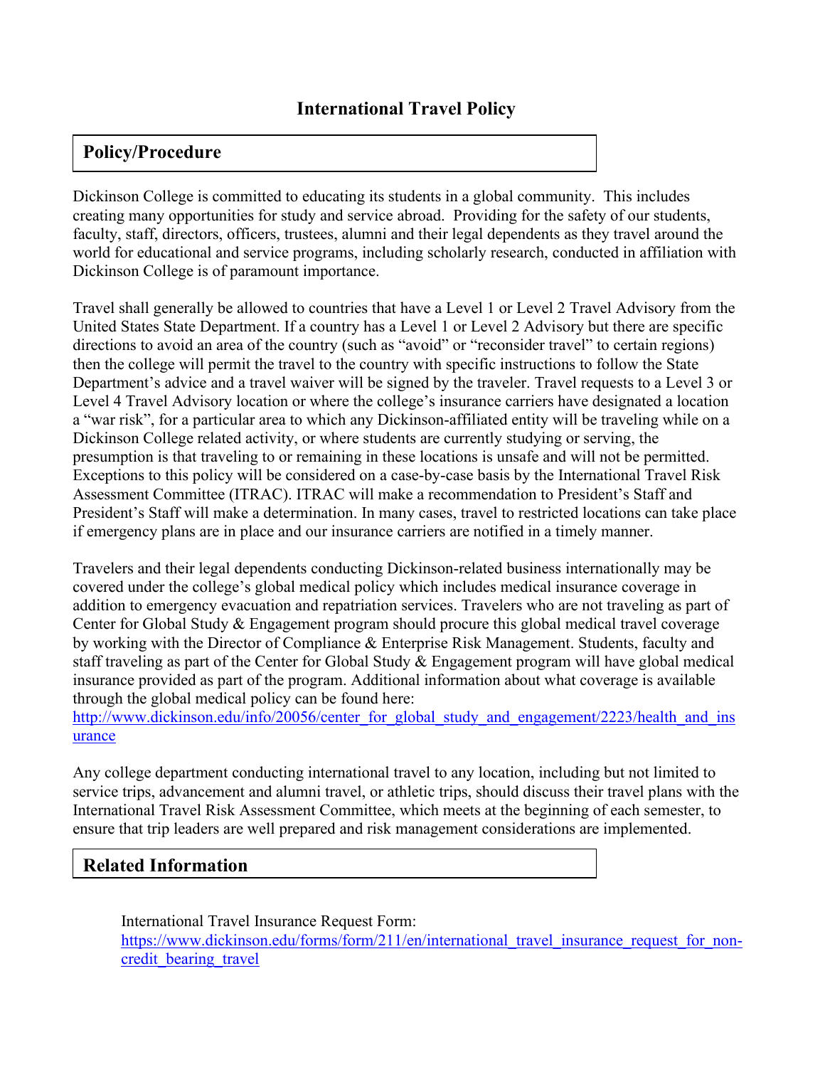# International Travel Policy

## Policy/Procedure

Dickinson College is committed to educating its students in a global community. This includes creating many opportunities for study and service abroad. Providing for the safety of our students, faculty, staff, directors, officers, trustees, alumni and their legal dependents as they travel around the world for educational and service programs, including scholarly research, conducted in affiliation with Dickinson College is of paramount importance.

Travel shall generally be allowed to countries that have a Level 1 or Level 2 Travel Advisory from the United States State Department. If a country has a Level 1 or Level 2 Advisory but there are specific directions to avoid an area of the country (such as "avoid" or "reconsider travel" to certain regions) then the college will permit the travel to the country with specific instructions to follow the State Department's advice and a travel waiver will be signed by the traveler. Travel requests to a Level 3 or Level 4 Travel Advisory location or where the college's insurance carriers have designated a location a "war risk", for a particular area to which any Dickinson-affiliated entity will be traveling while on a Dickinson College related activity, or where students are currently studying or serving, the presumption is that traveling to or remaining in these locations is unsafe and will not be permitted. Exceptions to this policy will be considered on a case-by-case basis by the International Travel Risk Assessment Committee (ITRAC). ITRAC will make a recommendation to President's Staff and President's Staff will make a determination. In many cases, travel to restricted locations can take place if emergency plans are in place and our insurance carriers are notified in a timely manner.

Travelers and their legal dependents conducting Dickinson-related business internationally may be covered under the college's global medical policy which includes medical insurance coverage in addition to emergency evacuation and repatriation services. Travelers who are not traveling as part of Center for Global Study & Engagement program should procure this global medical travel coverage by working with the Director of Compliance & Enterprise Risk Management. Students, faculty and staff traveling as part of the Center for Global Study & Engagement program will have global medical insurance provided as part of the program. Additional information about what coverage is available through the global medical policy can be found here: http://www.dickinson.edu/info/20056/center_for_global_study_and_engagement/2223/health_and_insurance

Any college department conducting international travel to any location, including but not limited to service trips, advancement and alumni travel, or athletic trips, should discuss their travel plans with the International Travel Risk Assessment Committee, which meets at the beginning of each semester, to ensure that trip leaders are well prepared and risk management considerations are implemented.

## Related Information

International Travel Insurance Request Form: https://www.dickinson.edu/forms/form/211/en/international_travel_insurance_request_for_non-credit_bearing_travel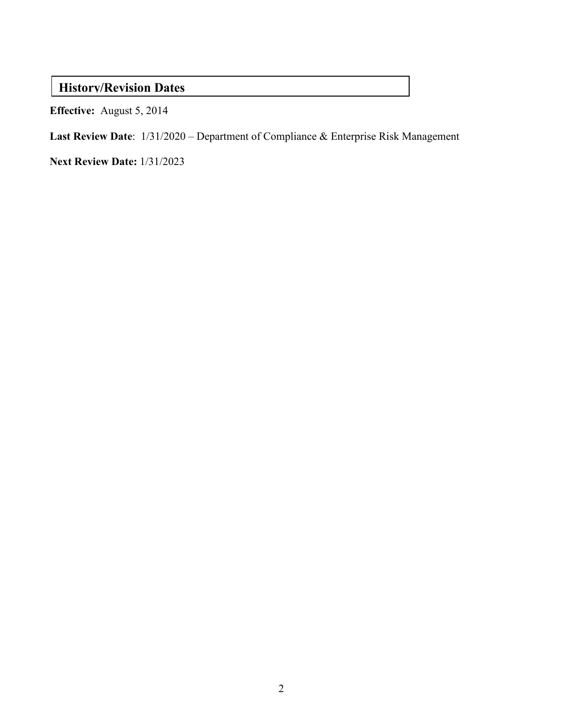## History/Revision Dates

**Effective:** August 5, 2014

**Last Review Date**: 1/31/2020 – Department of Compliance & Enterprise Risk Management

**Next Review Date:** 1/31/2023